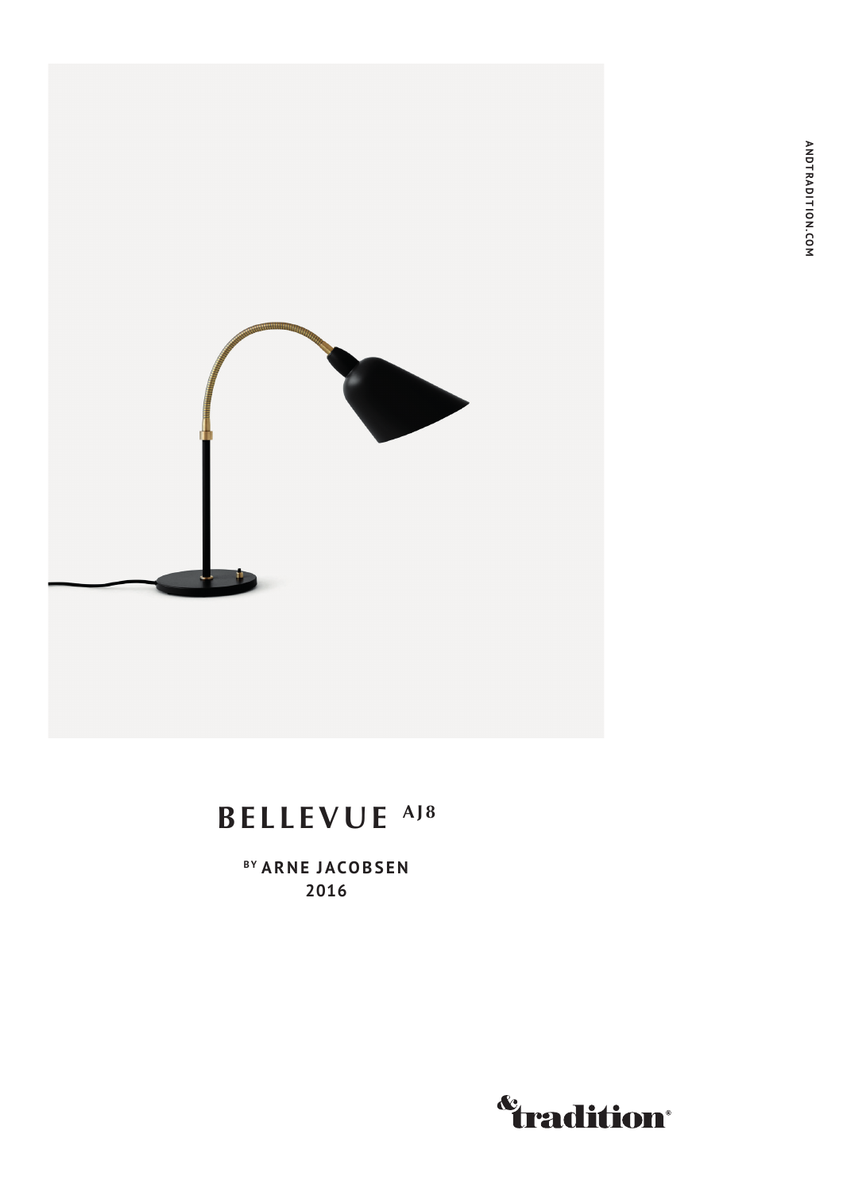# BELLEVUE AJ8

BY ARNE JACOBSEN
2016

&tradition®

ANDTRADITION.COM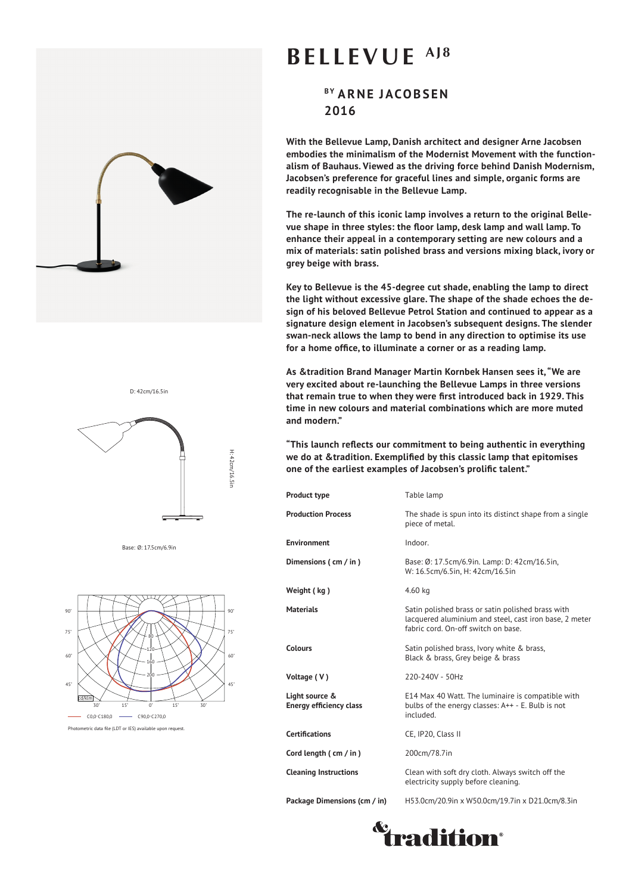# BELLEVUE AJ8

## BY ARNE JACOBSEN
## 2016

**With the Bellevue Lamp, Danish architect and designer Arne Jacobsen embodies the minimalism of the Modernist Movement with the functionalism of Bauhaus. Viewed as the driving force behind Danish Modernism, Jacobsen's preference for graceful lines and simple, organic forms are readily recognisable in the Bellevue Lamp.**

**The re-launch of this iconic lamp involves a return to the original Bellevue shape in three styles: the floor lamp, desk lamp and wall lamp. To enhance their appeal in a contemporary setting are new colours and a mix of materials: satin polished brass and versions mixing black, ivory or grey beige with brass.**

**Key to Bellevue is the 45-degree cut shade, enabling the lamp to direct the light without excessive glare. The shape of the shade echoes the design of his beloved Bellevue Petrol Station and continued to appear as a signature design element in Jacobsen's subsequent designs. The slender swan-neck allows the lamp to bend in any direction to optimise its use for a home office, to illuminate a corner or as a reading lamp.**

**As &tradition Brand Manager Martin Kornbek Hansen sees it, "We are very excited about re-launching the Bellevue Lamps in three versions that remain true to when they were first introduced back in 1929. This time in new colours and material combinations which are more muted and modern."**

**"This launch reflects our commitment to being authentic in everything we do at &tradition. Exemplified by this classic lamp that epitomises one of the earliest examples of Jacobsen's prolific talent."**

D: 42cm/16.5in

H: 42cm/16.5in

Base: Ø: 17.5cm/6.9in

C0,0-C180,0 — C90,0-C270,0

Photometric data file (LDT or IES) available upon request.

| | |
|---|---|
| **Product type** | Table lamp |
| **Production Process** | The shade is spun into its distinct shape from a single piece of metal. |
| **Environment** | Indoor. |
| **Dimensions ( cm / in )** | Base: Ø: 17.5cm/6.9in. Lamp: D: 42cm/16.5in, W: 16.5cm/6.5in, H: 42cm/16.5in |
| **Weight ( kg )** | 4.60 kg |
| **Materials** | Satin polished brass or satin polished brass with lacquered aluminium and steel, cast iron base, 2 meter fabric cord. On-off switch on base. |
| **Colours** | Satin polished brass, Ivory white & brass, Black & brass, Grey beige & brass |
| **Voltage ( V )** | 220-240V - 50Hz |
| **Light source & Energy efficiency class** | E14 Max 40 Watt. The luminaire is compatible with bulbs of the energy classes: A++ - E. Bulb is not included. |
| **Certifications** | CE, IP20, Class II |
| **Cord length ( cm / in )** | 200cm/78.7in |
| **Cleaning Instructions** | Clean with soft dry cloth. Always switch off the electricity supply before cleaning. |
| **Package Dimensions (cm / in)** | H53.0cm/20.9in x W50.0cm/19.7in x D21.0cm/8.3in |

&tradition®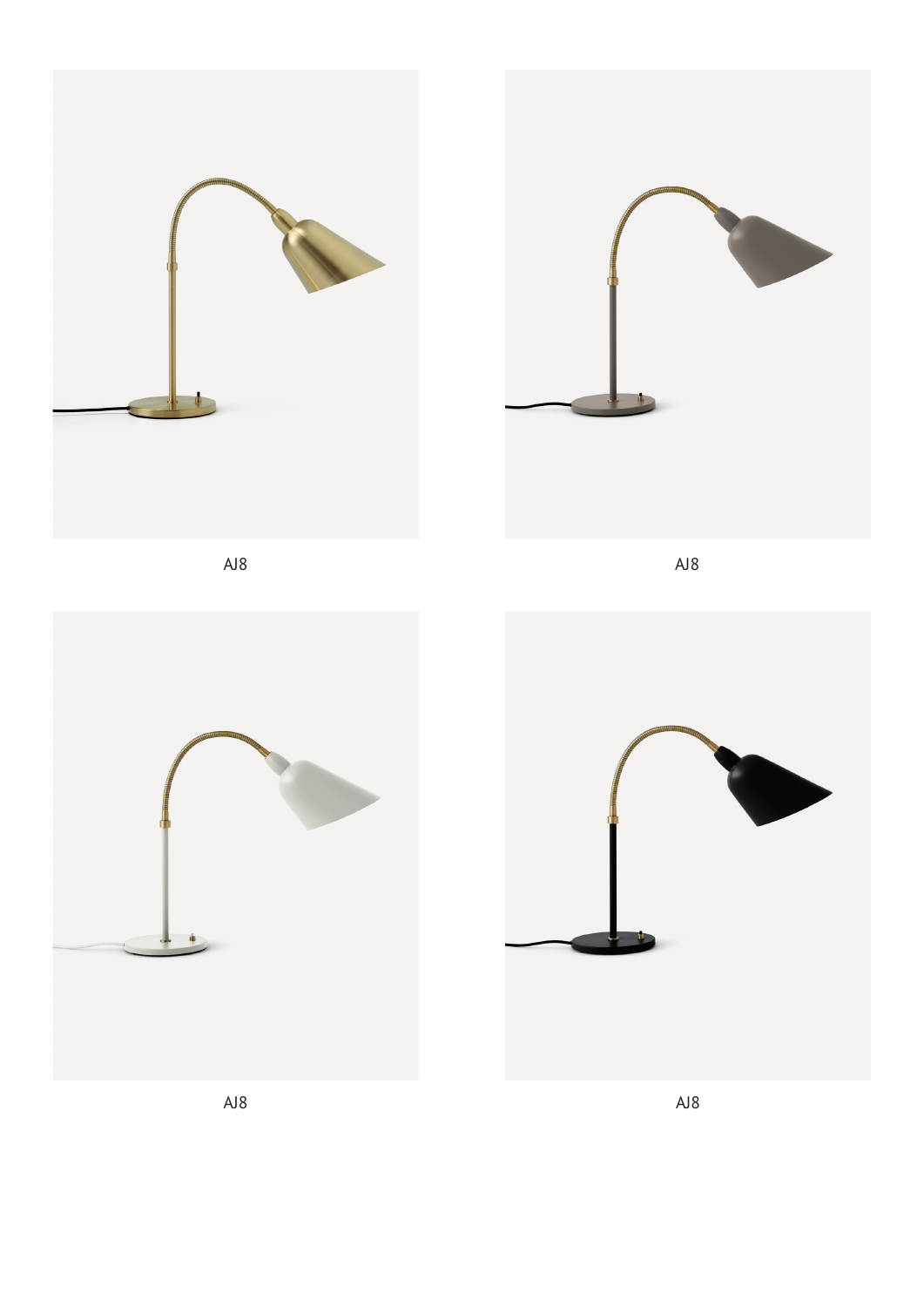AJ8

AJ8

AJ8

AJ8